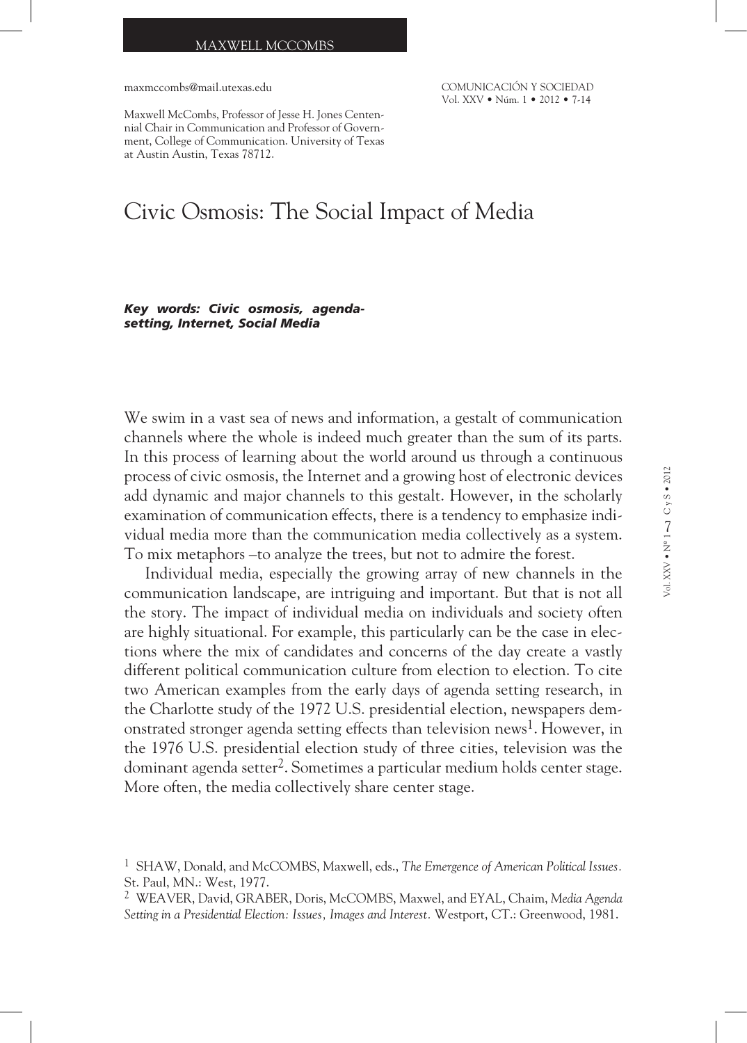maxmccombs@mail.utexas.edu

Maxwell McCombs, Professor of Jesse H. Jones Centennial Chair in Communication and Professor of Government, College of Communication. University of Texas at Austin Austin, Texas 78712.

# Civic Osmosis: The Social Impact of Media

***Key words: Civic osmosis, agenda-setting, Internet, Social Media***

We swim in a vast sea of news and information, a gestalt of communication channels where the whole is indeed much greater than the sum of its parts. In this process of learning about the world around us through a continuous process of civic osmosis, the Internet and a growing host of electronic devices add dynamic and major channels to this gestalt. However, in the scholarly examination of communication effects, there is a tendency to emphasize individual media more than the communication media collectively as a system. To mix metaphors –to analyze the trees, but not to admire the forest.

Individual media, especially the growing array of new channels in the communication landscape, are intriguing and important. But that is not all the story. The impact of individual media on individuals and society often are highly situational. For example, this particularly can be the case in elections where the mix of candidates and concerns of the day create a vastly different political communication culture from election to election. To cite two American examples from the early days of agenda setting research, in the Charlotte study of the 1972 U.S. presidential election, newspapers demonstrated stronger agenda setting effects than television news[1]. However, in the 1976 U.S. presidential election study of three cities, television was the dominant agenda setter[2]. Sometimes a particular medium holds center stage. More often, the media collectively share center stage.

[1] SHAW, Donald, and McCOMBS, Maxwell, eds., *The Emergence of American Political Issues.* St. Paul, MN.: West, 1977.

[2] WEAVER, David, GRABER, Doris, McCOMBS, Maxwel, and EYAL, Chaim, *Media Agenda Setting in a Presidential Election: Issues, Images and Interest.* Westport, CT.: Greenwood, 1981.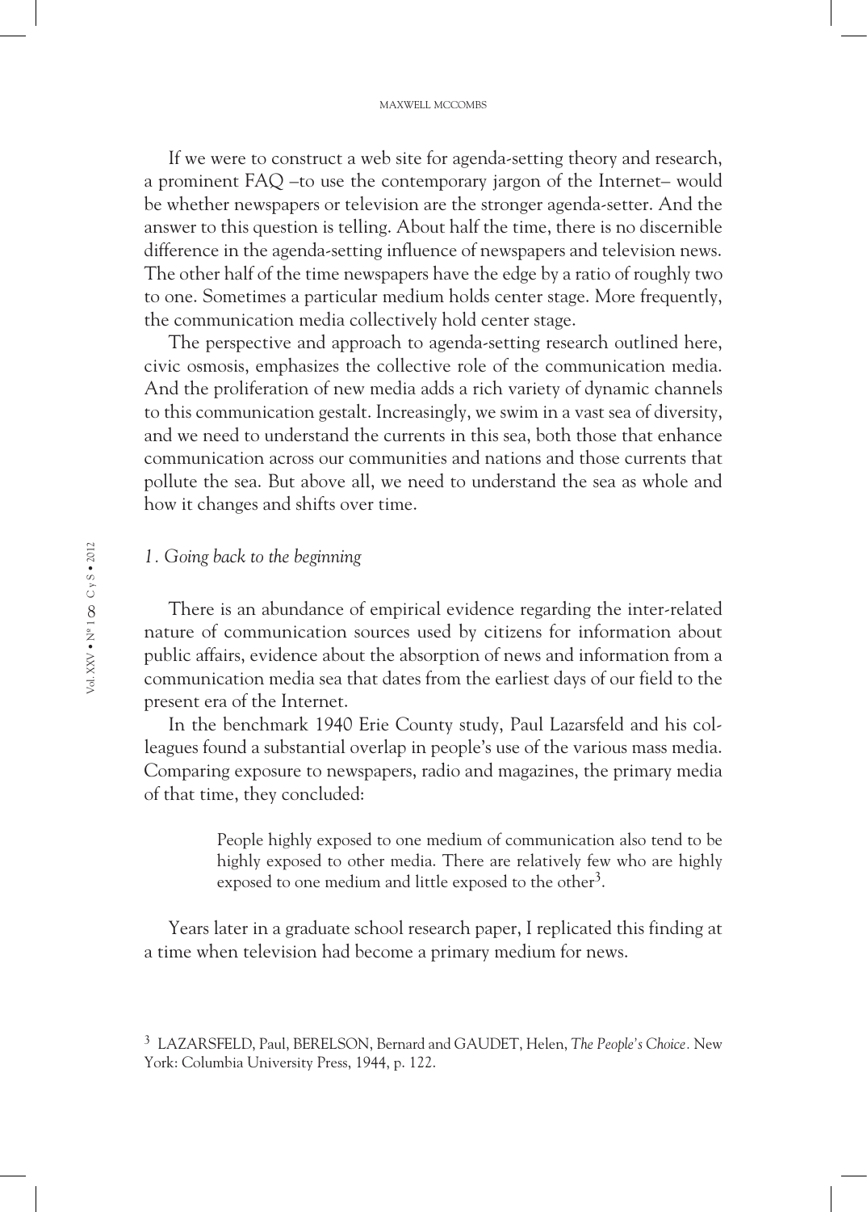If we were to construct a web site for agenda-setting theory and research, a prominent FAQ –to use the contemporary jargon of the Internet– would be whether newspapers or television are the stronger agenda-setter. And the answer to this question is telling. About half the time, there is no discernible difference in the agenda-setting influence of newspapers and television news. The other half of the time newspapers have the edge by a ratio of roughly two to one. Sometimes a particular medium holds center stage. More frequently, the communication media collectively hold center stage.

The perspective and approach to agenda-setting research outlined here, civic osmosis, emphasizes the collective role of the communication media. And the proliferation of new media adds a rich variety of dynamic channels to this communication gestalt. Increasingly, we swim in a vast sea of diversity, and we need to understand the currents in this sea, both those that enhance communication across our communities and nations and those currents that pollute the sea. But above all, we need to understand the sea as whole and how it changes and shifts over time.

## *1. Going back to the beginning*

There is an abundance of empirical evidence regarding the inter-related nature of communication sources used by citizens for information about public affairs, evidence about the absorption of news and information from a communication media sea that dates from the earliest days of our field to the present era of the Internet.

In the benchmark 1940 Erie County study, Paul Lazarsfeld and his colleagues found a substantial overlap in people's use of the various mass media. Comparing exposure to newspapers, radio and magazines, the primary media of that time, they concluded:

> People highly exposed to one medium of communication also tend to be highly exposed to other media. There are relatively few who are highly exposed to one medium and little exposed to the other[3].

Years later in a graduate school research paper, I replicated this finding at a time when television had become a primary medium for news.

[3] LAZARSFELD, Paul, BERELSON, Bernard and GAUDET, Helen, *The People's Choice*. New York: Columbia University Press, 1944, p. 122.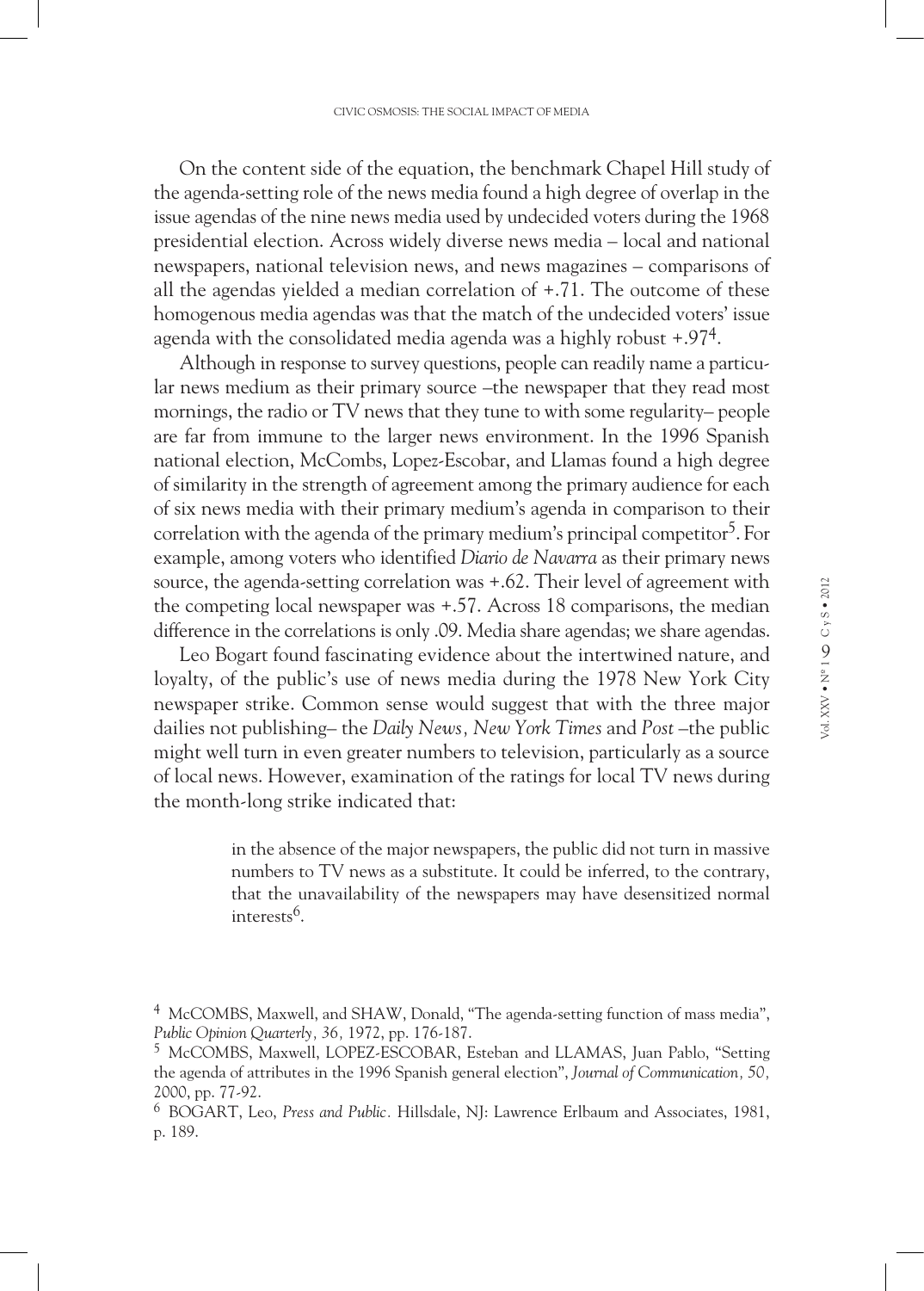On the content side of the equation, the benchmark Chapel Hill study of the agenda-setting role of the news media found a high degree of overlap in the issue agendas of the nine news media used by undecided voters during the 1968 presidential election. Across widely diverse news media – local and national newspapers, national television news, and news magazines – comparisons of all the agendas yielded a median correlation of +.71. The outcome of these homogenous media agendas was that the match of the undecided voters' issue agenda with the consolidated media agenda was a highly robust +.97[4].

Although in response to survey questions, people can readily name a particular news medium as their primary source –the newspaper that they read most mornings, the radio or TV news that they tune to with some regularity– people are far from immune to the larger news environment. In the 1996 Spanish national election, McCombs, Lopez-Escobar, and Llamas found a high degree of similarity in the strength of agreement among the primary audience for each of six news media with their primary medium's agenda in comparison to their correlation with the agenda of the primary medium's principal competitor[5]. For example, among voters who identified *Diario de Navarra* as their primary news source, the agenda-setting correlation was +.62. Their level of agreement with the competing local newspaper was +.57. Across 18 comparisons, the median difference in the correlations is only .09. Media share agendas; we share agendas.

Leo Bogart found fascinating evidence about the intertwined nature, and loyalty, of the public's use of news media during the 1978 New York City newspaper strike. Common sense would suggest that with the three major dailies not publishing– the *Daily News, New York Times* and *Post* –the public might well turn in even greater numbers to television, particularly as a source of local news. However, examination of the ratings for local TV news during the month-long strike indicated that:

> in the absence of the major newspapers, the public did not turn in massive numbers to TV news as a substitute. It could be inferred, to the contrary, that the unavailability of the newspapers may have desensitized normal interests[6].

---

[4] McCOMBS, Maxwell, and SHAW, Donald, "The agenda-setting function of mass media", *Public Opinion Quarterly, 36,* 1972, pp. 176-187.

[5] McCOMBS, Maxwell, LOPEZ-ESCOBAR, Esteban and LLAMAS, Juan Pablo, "Setting the agenda of attributes in the 1996 Spanish general election", *Journal of Communication, 50,* 2000, pp. 77-92.

[6] BOGART, Leo, *Press and Public.* Hillsdale, NJ: Lawrence Erlbaum and Associates, 1981, p. 189.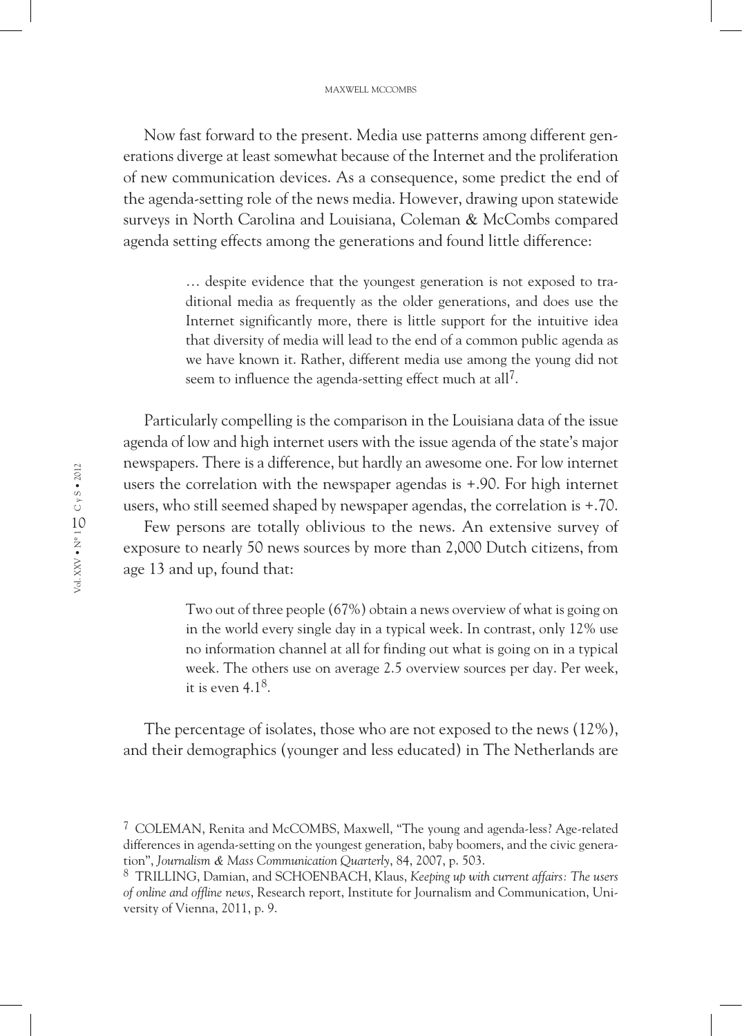Now fast forward to the present. Media use patterns among different generations diverge at least somewhat because of the Internet and the proliferation of new communication devices. As a consequence, some predict the end of the agenda-setting role of the news media. However, drawing upon statewide surveys in North Carolina and Louisiana, Coleman & McCombs compared agenda setting effects among the generations and found little difference:

> … despite evidence that the youngest generation is not exposed to traditional media as frequently as the older generations, and does use the Internet significantly more, there is little support for the intuitive idea that diversity of media will lead to the end of a common public agenda as we have known it. Rather, different media use among the young did not seem to influence the agenda-setting effect much at all[7].

Particularly compelling is the comparison in the Louisiana data of the issue agenda of low and high internet users with the issue agenda of the state's major newspapers. There is a difference, but hardly an awesome one. For low internet users the correlation with the newspaper agendas is +.90. For high internet users, who still seemed shaped by newspaper agendas, the correlation is +.70.

Few persons are totally oblivious to the news. An extensive survey of exposure to nearly 50 news sources by more than 2,000 Dutch citizens, from age 13 and up, found that:

> Two out of three people (67%) obtain a news overview of what is going on in the world every single day in a typical week. In contrast, only 12% use no information channel at all for finding out what is going on in a typical week. The others use on average 2.5 overview sources per day. Per week, it is even 4.1[8].

The percentage of isolates, those who are not exposed to the news (12%), and their demographics (younger and less educated) in The Netherlands are

---

[7] COLEMAN, Renita and McCOMBS, Maxwell, "The young and agenda-less? Age-related differences in agenda-setting on the youngest generation, baby boomers, and the civic generation", *Journalism & Mass Communication Quarterly*, 84, 2007, p. 503.

[8] TRILLING, Damian, and SCHOENBACH, Klaus, *Keeping up with current affairs: The users of online and offline news*, Research report, Institute for Journalism and Communication, University of Vienna, 2011, p. 9.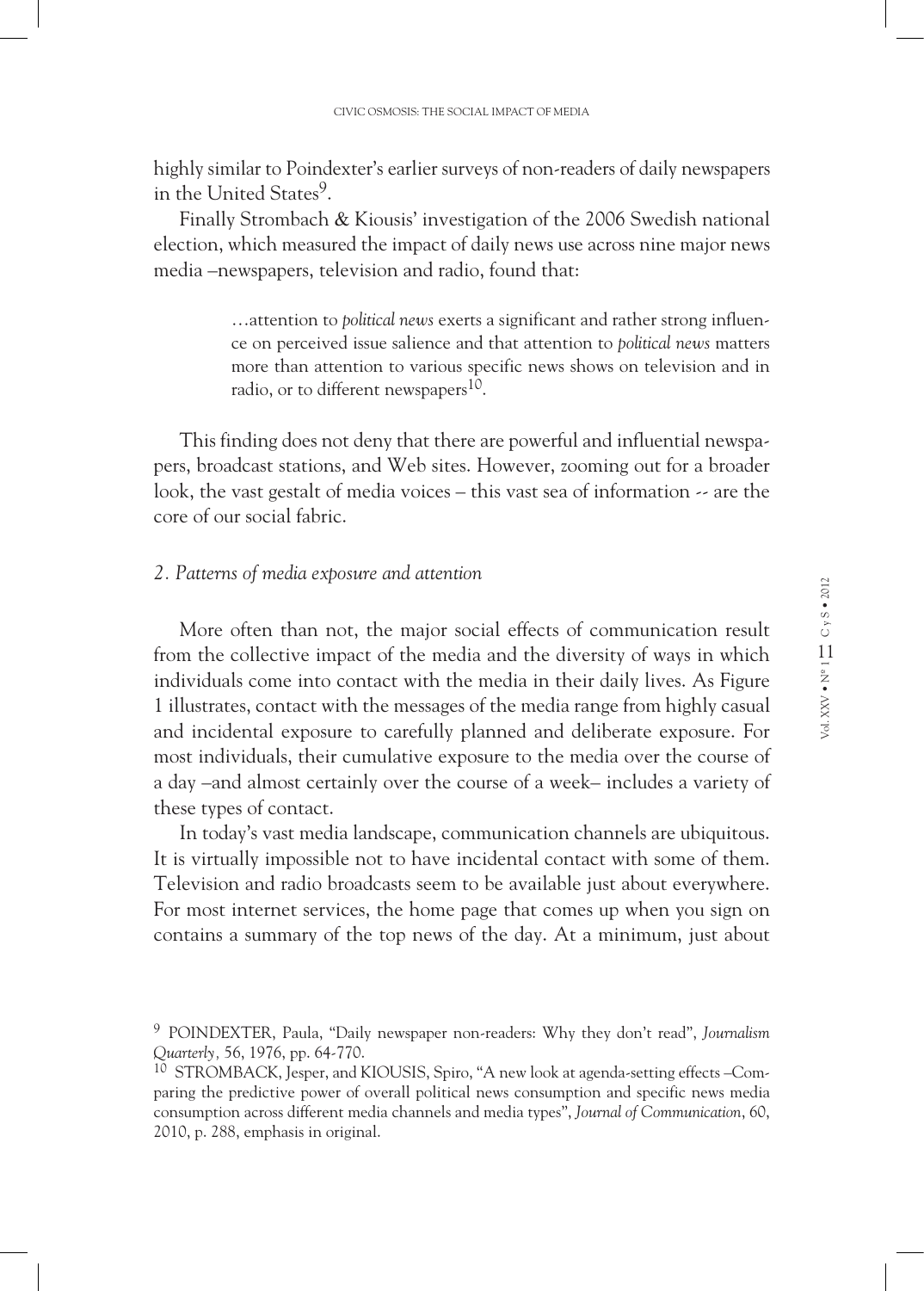highly similar to Poindexter's earlier surveys of non-readers of daily newspapers in the United States[9].

Finally Strombach & Kiousis' investigation of the 2006 Swedish national election, which measured the impact of daily news use across nine major news media –newspapers, television and radio, found that:

> …attention to *political news* exerts a significant and rather strong influence on perceived issue salience and that attention to *political news* matters more than attention to various specific news shows on television and in radio, or to different newspapers[10].

This finding does not deny that there are powerful and influential newspapers, broadcast stations, and Web sites. However, zooming out for a broader look, the vast gestalt of media voices – this vast sea of information -- are the core of our social fabric.

## *2. Patterns of media exposure and attention*

More often than not, the major social effects of communication result from the collective impact of the media and the diversity of ways in which individuals come into contact with the media in their daily lives. As Figure 1 illustrates, contact with the messages of the media range from highly casual and incidental exposure to carefully planned and deliberate exposure. For most individuals, their cumulative exposure to the media over the course of a day –and almost certainly over the course of a week– includes a variety of these types of contact.

In today's vast media landscape, communication channels are ubiquitous. It is virtually impossible not to have incidental contact with some of them. Television and radio broadcasts seem to be available just about everywhere. For most internet services, the home page that comes up when you sign on contains a summary of the top news of the day. At a minimum, just about

---

[9] POINDEXTER, Paula, "Daily newspaper non-readers: Why they don't read", *Journalism Quarterly*, 56, 1976, pp. 64-770.

[10] STROMBACK, Jesper, and KIOUSIS, Spiro, "A new look at agenda-setting effects –Comparing the predictive power of overall political news consumption and specific news media consumption across different media channels and media types", *Journal of Communication*, 60, 2010, p. 288, emphasis in original.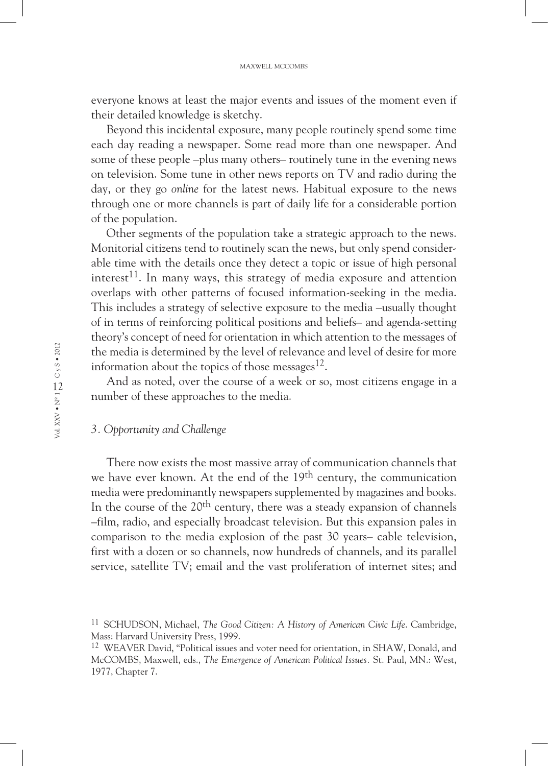everyone knows at least the major events and issues of the moment even if their detailed knowledge is sketchy.

Beyond this incidental exposure, many people routinely spend some time each day reading a newspaper. Some read more than one newspaper. And some of these people –plus many others– routinely tune in the evening news on television. Some tune in other news reports on TV and radio during the day, or they go *online* for the latest news. Habitual exposure to the news through one or more channels is part of daily life for a considerable portion of the population.

Other segments of the population take a strategic approach to the news. Monitorial citizens tend to routinely scan the news, but only spend considerable time with the details once they detect a topic or issue of high personal interest[11]. In many ways, this strategy of media exposure and attention overlaps with other patterns of focused information-seeking in the media. This includes a strategy of selective exposure to the media –usually thought of in terms of reinforcing political positions and beliefs– and agenda-setting theory's concept of need for orientation in which attention to the messages of the media is determined by the level of relevance and level of desire for more information about the topics of those messages[12].

And as noted, over the course of a week or so, most citizens engage in a number of these approaches to the media.

### *3. Opportunity and Challenge*

There now exists the most massive array of communication channels that we have ever known. At the end of the 19th century, the communication media were predominantly newspapers supplemented by magazines and books. In the course of the 20th century, there was a steady expansion of channels –film, radio, and especially broadcast television. But this expansion pales in comparison to the media explosion of the past 30 years– cable television, first with a dozen or so channels, now hundreds of channels, and its parallel service, satellite TV; email and the vast proliferation of internet sites; and

---

[11] SCHUDSON, Michael, *The Good Citizen: A History of American Civic Life*. Cambridge, Mass: Harvard University Press, 1999.

[12] WEAVER David, "Political issues and voter need for orientation, in SHAW, Donald, and McCOMBS, Maxwell, eds., *The Emergence of American Political Issues*. St. Paul, MN.: West, 1977, Chapter 7.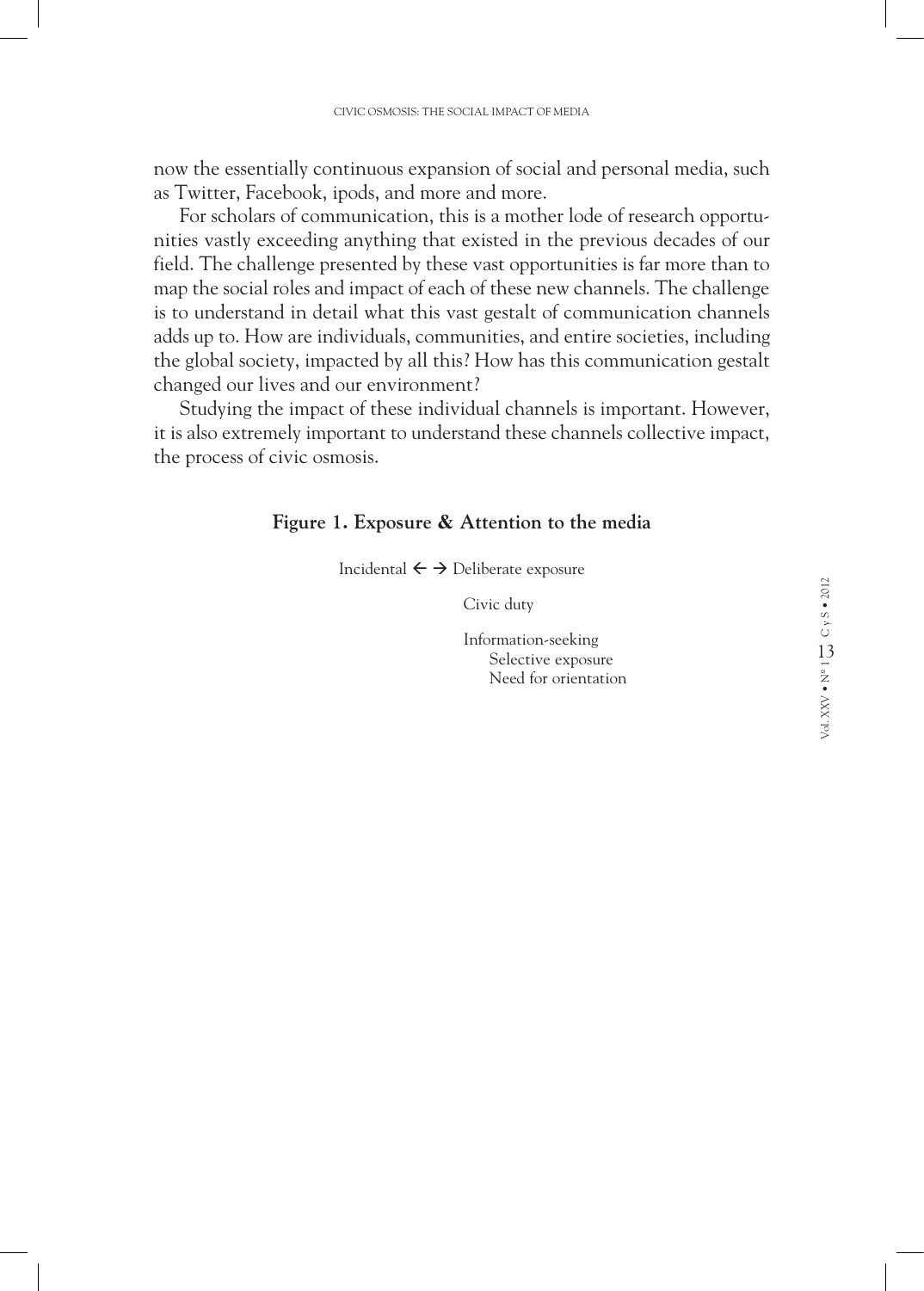now the essentially continuous expansion of social and personal media, such as Twitter, Facebook, ipods, and more and more.

For scholars of communication, this is a mother lode of research opportunities vastly exceeding anything that existed in the previous decades of our field. The challenge presented by these vast opportunities is far more than to map the social roles and impact of each of these new channels. The challenge is to understand in detail what this vast gestalt of communication channels adds up to. How are individuals, communities, and entire societies, including the global society, impacted by all this? How has this communication gestalt changed our lives and our environment?

Studying the impact of these individual channels is important. However, it is also extremely important to understand these channels collective impact, the process of civic osmosis.

**Figure 1. Exposure & Attention to the media**

Incidental ← → Deliberate exposure

- Civic duty
- Information-seeking
  - Selective exposure
  - Need for orientation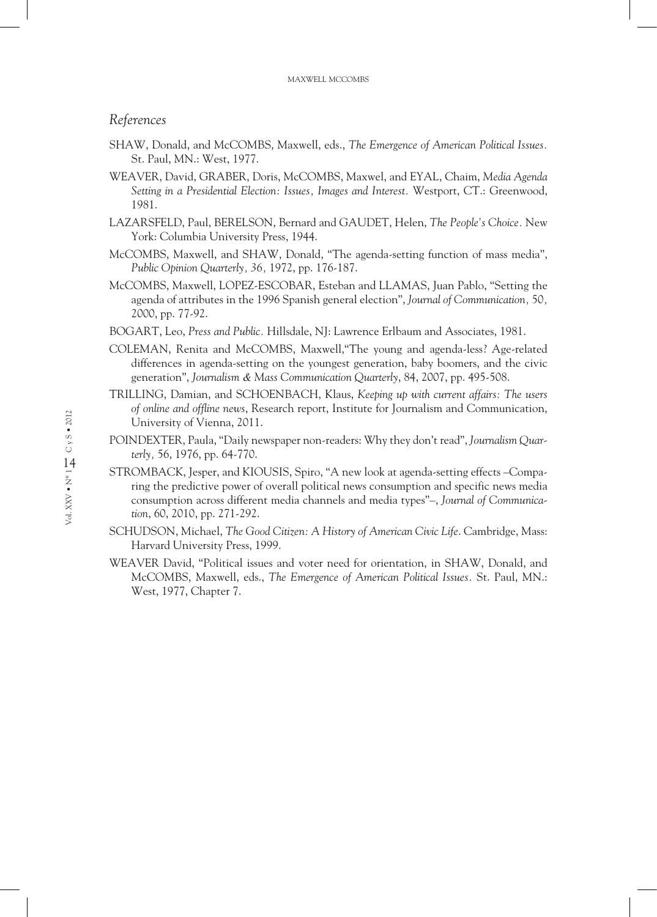## *References*

SHAW, Donald, and McCOMBS, Maxwell, eds., *The Emergence of American Political Issues.* St. Paul, MN.: West, 1977.

WEAVER, David, GRABER, Doris, McCOMBS, Maxwel, and EYAL, Chaim, *Media Agenda Setting in a Presidential Election: Issues, Images and Interest.* Westport, CT.: Greenwood, 1981.

LAZARSFELD, Paul, BERELSON, Bernard and GAUDET, Helen, *The People's Choice.* New York: Columbia University Press, 1944.

McCOMBS, Maxwell, and SHAW, Donald, "The agenda-setting function of mass media", *Public Opinion Quarterly, 36,* 1972, pp. 176-187.

McCOMBS, Maxwell, LOPEZ-ESCOBAR, Esteban and LLAMAS, Juan Pablo, "Setting the agenda of attributes in the 1996 Spanish general election", *Journal of Communication, 50,* 2000, pp. 77-92.

BOGART, Leo, *Press and Public.* Hillsdale, NJ: Lawrence Erlbaum and Associates, 1981.

COLEMAN, Renita and McCOMBS, Maxwell,"The young and agenda-less? Age-related differences in agenda-setting on the youngest generation, baby boomers, and the civic generation", *Journalism & Mass Communication Quarterly*, 84, 2007, pp. 495-508.

TRILLING, Damian, and SCHOENBACH, Klaus, *Keeping up with current affairs: The users of online and offline news*, Research report, Institute for Journalism and Communication, University of Vienna, 2011.

POINDEXTER, Paula, "Daily newspaper non-readers: Why they don't read", *Journalism Quarterly,* 56, 1976, pp. 64-770.

STROMBACK, Jesper, and KIOUSIS, Spiro, "A new look at agenda-setting effects –Comparing the predictive power of overall political news consumption and specific news media consumption across different media channels and media types"–, *Journal of Communication*, 60, 2010, pp. 271-292.

SCHUDSON, Michael, *The Good Citizen: A History of American Civic Life*. Cambridge, Mass: Harvard University Press, 1999.

WEAVER David, "Political issues and voter need for orientation, in SHAW, Donald, and McCOMBS, Maxwell, eds., *The Emergence of American Political Issues.* St. Paul, MN.: West, 1977, Chapter 7.